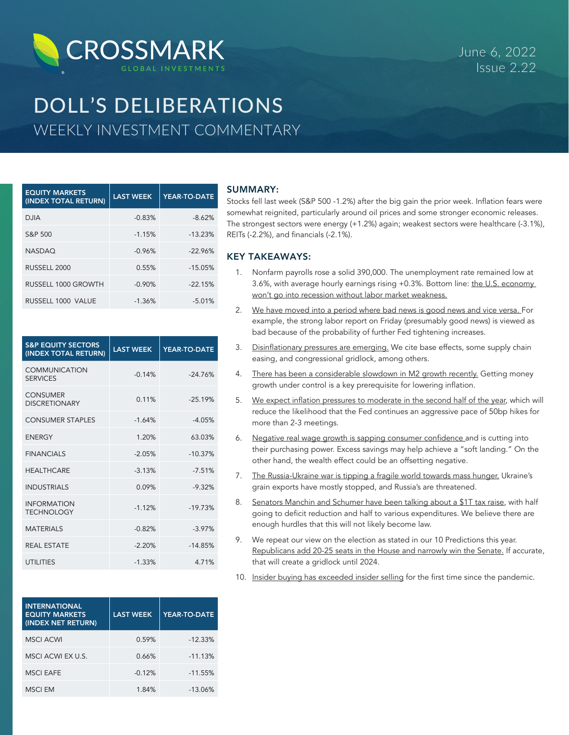CROSSMARK GLOBAL INVESTMENTS

June 6, 2022
Issue 2.22

# DOLL'S DELIBERATIONS

## WEEKLY INVESTMENT COMMENTARY

| EQUITY MARKETS (INDEX TOTAL RETURN) | LAST WEEK | YEAR-TO-DATE |
|---|---|---|
| DJIA | -0.83% | -8.62% |
| S&P 500 | -1.15% | -13.23% |
| NASDAQ | -0.96% | -22.96% |
| RUSSELL 2000 | 0.55% | -15.05% |
| RUSSELL 1000 GROWTH | -0.90% | -22.15% |
| RUSSELL 1000 VALUE | -1.36% | -5.01% |

| S&P EQUITY SECTORS (INDEX TOTAL RETURN) | LAST WEEK | YEAR-TO-DATE |
|---|---|---|
| COMMUNICATION SERVICES | -0.14% | -24.76% |
| CONSUMER DISCRETIONARY | 0.11% | -25.19% |
| CONSUMER STAPLES | -1.64% | -4.05% |
| ENERGY | 1.20% | 63.03% |
| FINANCIALS | -2.05% | -10.37% |
| HEALTHCARE | -3.13% | -7.51% |
| INDUSTRIALS | 0.09% | -9.32% |
| INFORMATION TECHNOLOGY | -1.12% | -19.73% |
| MATERIALS | -0.82% | -3.97% |
| REAL ESTATE | -2.20% | -14.85% |
| UTILITIES | -1.33% | 4.71% |

| INTERNATIONAL EQUITY MARKETS (INDEX NET RETURN) | LAST WEEK | YEAR-TO-DATE |
|---|---|---|
| MSCI ACWI | 0.59% | -12.33% |
| MSCI ACWI EX U.S. | 0.66% | -11.13% |
| MSCI EAFE | -0.12% | -11.55% |
| MSCI EM | 1.84% | -13.06% |

### SUMMARY:

Stocks fell last week (S&P 500 -1.2%) after the big gain the prior week. Inflation fears were somewhat reignited, particularly around oil prices and some stronger economic releases. The strongest sectors were energy (+1.2%) again; weakest sectors were healthcare (-3.1%), REITs (-2.2%), and financials (-2.1%).

### KEY TAKEAWAYS:

1. Nonfarm payrolls rose a solid 390,000. The unemployment rate remained low at 3.6%, with average hourly earnings rising +0.3%. Bottom line: the U.S. economy won't go into recession without labor market weakness.
2. We have moved into a period where bad news is good news and vice versa. For example, the strong labor report on Friday (presumably good news) is viewed as bad because of the probability of further Fed tightening increases.
3. Disinflationary pressures are emerging. We cite base effects, some supply chain easing, and congressional gridlock, among others.
4. There has been a considerable slowdown in M2 growth recently. Getting money growth under control is a key prerequisite for lowering inflation.
5. We expect inflation pressures to moderate in the second half of the year, which will reduce the likelihood that the Fed continues an aggressive pace of 50bp hikes for more than 2-3 meetings.
6. Negative real wage growth is sapping consumer confidence and is cutting into their purchasing power. Excess savings may help achieve a "soft landing." On the other hand, the wealth effect could be an offsetting negative.
7. The Russia-Ukraine war is tipping a fragile world towards mass hunger. Ukraine's grain exports have mostly stopped, and Russia's are threatened.
8. Senators Manchin and Schumer have been talking about a $1T tax raise, with half going to deficit reduction and half to various expenditures. We believe there are enough hurdles that this will not likely become law.
9. We repeat our view on the election as stated in our 10 Predictions this year. Republicans add 20-25 seats in the House and narrowly win the Senate. If accurate, that will create a gridlock until 2024.
10. Insider buying has exceeded insider selling for the first time since the pandemic.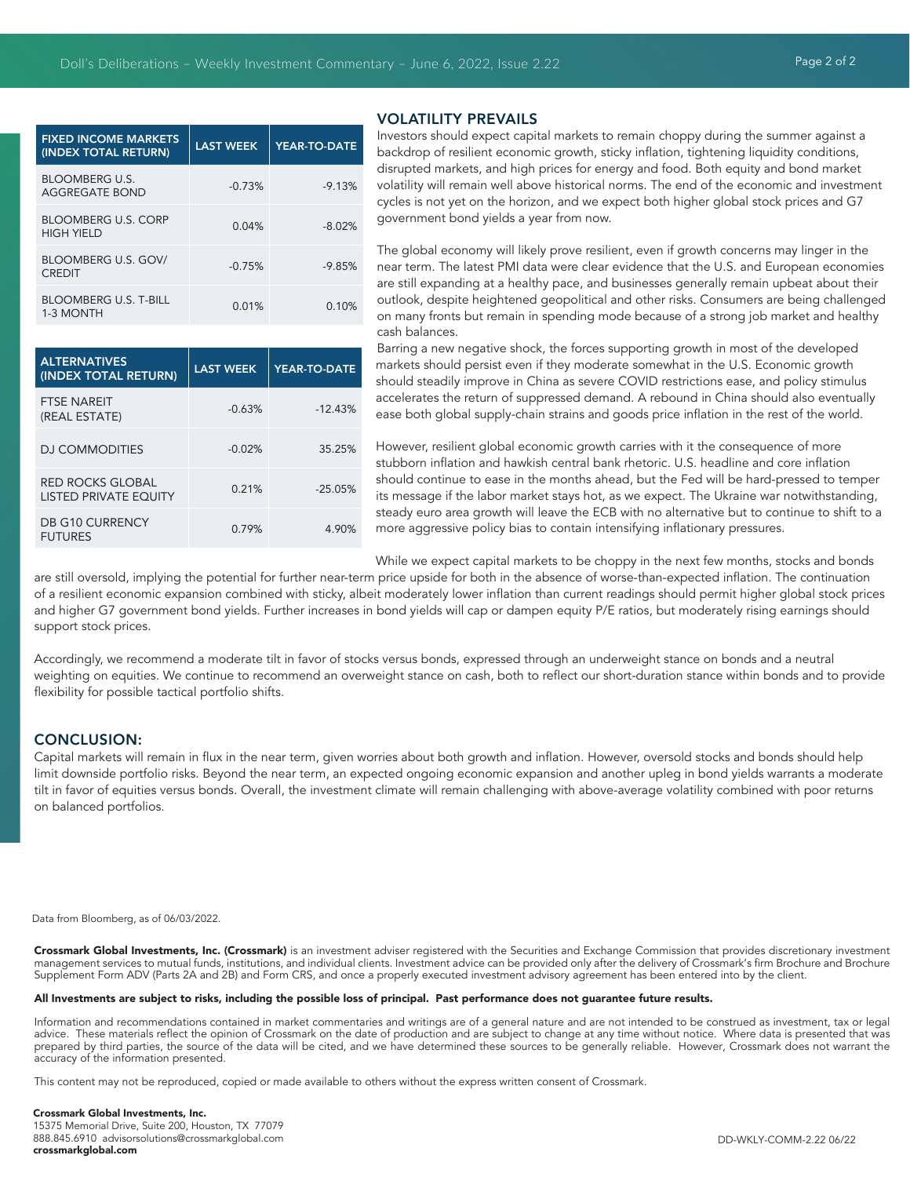| FIXED INCOME MARKETS (INDEX TOTAL RETURN) | LAST WEEK | YEAR-TO-DATE |
| --- | --- | --- |
| BLOOMBERG U.S. AGGREGATE BOND | -0.73% | -9.13% |
| BLOOMBERG U.S. CORP HIGH YIELD | 0.04% | -8.02% |
| BLOOMBERG U.S. GOV/ CREDIT | -0.75% | -9.85% |
| BLOOMBERG U.S. T-BILL 1-3 MONTH | 0.01% | 0.10% |

| ALTERNATIVES (INDEX TOTAL RETURN) | LAST WEEK | YEAR-TO-DATE |
| --- | --- | --- |
| FTSE NAREIT (REAL ESTATE) | -0.63% | -12.43% |
| DJ COMMODITIES | -0.02% | 35.25% |
| RED ROCKS GLOBAL LISTED PRIVATE EQUITY | 0.21% | -25.05% |
| DB G10 CURRENCY FUTURES | 0.79% | 4.90% |

## VOLATILITY PREVAILS

Investors should expect capital markets to remain choppy during the summer against a backdrop of resilient economic growth, sticky inflation, tightening liquidity conditions, disrupted markets, and high prices for energy and food. Both equity and bond market volatility will remain well above historical norms. The end of the economic and investment cycles is not yet on the horizon, and we expect both higher global stock prices and G7 government bond yields a year from now.

The global economy will likely prove resilient, even if growth concerns may linger in the near term. The latest PMI data were clear evidence that the U.S. and European economies are still expanding at a healthy pace, and businesses generally remain upbeat about their outlook, despite heightened geopolitical and other risks. Consumers are being challenged on many fronts but remain in spending mode because of a strong job market and healthy cash balances.

Barring a new negative shock, the forces supporting growth in most of the developed markets should persist even if they moderate somewhat in the U.S. Economic growth should steadily improve in China as severe COVID restrictions ease, and policy stimulus accelerates the return of suppressed demand. A rebound in China should also eventually ease both global supply-chain strains and goods price inflation in the rest of the world.

However, resilient global economic growth carries with it the consequence of more stubborn inflation and hawkish central bank rhetoric. U.S. headline and core inflation should continue to ease in the months ahead, but the Fed will be hard-pressed to temper its message if the labor market stays hot, as we expect. The Ukraine war notwithstanding, steady euro area growth will leave the ECB with no alternative but to continue to shift to a more aggressive policy bias to contain intensifying inflationary pressures.

While we expect capital markets to be choppy in the next few months, stocks and bonds are still oversold, implying the potential for further near-term price upside for both in the absence of worse-than-expected inflation. The continuation of a resilient economic expansion combined with sticky, albeit moderately lower inflation than current readings should permit higher global stock prices and higher G7 government bond yields. Further increases in bond yields will cap or dampen equity P/E ratios, but moderately rising earnings should support stock prices.

Accordingly, we recommend a moderate tilt in favor of stocks versus bonds, expressed through an underweight stance on bonds and a neutral weighting on equities. We continue to recommend an overweight stance on cash, both to reflect our short-duration stance within bonds and to provide flexibility for possible tactical portfolio shifts.

## CONCLUSION:

Capital markets will remain in flux in the near term, given worries about both growth and inflation. However, oversold stocks and bonds should help limit downside portfolio risks. Beyond the near term, an expected ongoing economic expansion and another upleg in bond yields warrants a moderate tilt in favor of equities versus bonds. Overall, the investment climate will remain challenging with above-average volatility combined with poor returns on balanced portfolios.

Data from Bloomberg, as of 06/03/2022.

**Crossmark Global Investments, Inc. (Crossmark)** is an investment adviser registered with the Securities and Exchange Commission that provides discretionary investment management services to mutual funds, institutions, and individual clients. Investment advice can be provided only after the delivery of Crossmark's firm Brochure and Brochure Supplement Form ADV (Parts 2A and 2B) and Form CRS, and once a properly executed investment advisory agreement has been entered into by the client.

**All Investments are subject to risks, including the possible loss of principal. Past performance does not guarantee future results.**

Information and recommendations contained in market commentaries and writings are of a general nature and are not intended to be construed as investment, tax or legal advice. These materials reflect the opinion of Crossmark on the date of production and are subject to change at any time without notice. Where data is presented that was prepared by third parties, the source of the data will be cited, and we have determined these sources to be generally reliable. However, Crossmark does not warrant the accuracy of the information presented.

This content may not be reproduced, copied or made available to others without the express written consent of Crossmark.

**Crossmark Global Investments, Inc.**
15375 Memorial Drive, Suite 200, Houston, TX 77079
888.845.6910 advisorsolutions@crossmarkglobal.com
**crossmarkglobal.com**

DD-WKLY-COMM-2.22 06/22